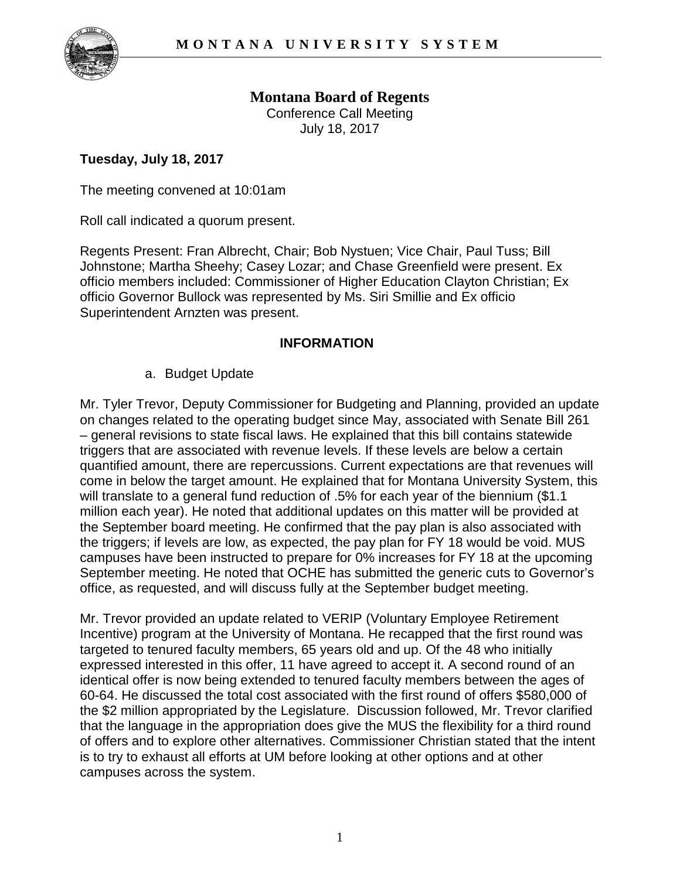**M O N T A N A   U N I V E R S I T Y   S Y S T E M**

# Montana Board of Regents

Conference Call Meeting
July 18, 2017

**Tuesday, July 18, 2017**

The meeting convened at 10:01am

Roll call indicated a quorum present.

Regents Present: Fran Albrecht, Chair; Bob Nystuen; Vice Chair, Paul Tuss; Bill Johnstone; Martha Sheehy; Casey Lozar; and Chase Greenfield were present. Ex officio members included: Commissioner of Higher Education Clayton Christian; Ex officio Governor Bullock was represented by Ms. Siri Smillie and Ex officio Superintendent Arnzten was present.

## INFORMATION

a. Budget Update

Mr. Tyler Trevor, Deputy Commissioner for Budgeting and Planning, provided an update on changes related to the operating budget since May, associated with Senate Bill 261 – general revisions to state fiscal laws. He explained that this bill contains statewide triggers that are associated with revenue levels. If these levels are below a certain quantified amount, there are repercussions. Current expectations are that revenues will come in below the target amount. He explained that for Montana University System, this will translate to a general fund reduction of .5% for each year of the biennium ($1.1 million each year). He noted that additional updates on this matter will be provided at the September board meeting. He confirmed that the pay plan is also associated with the triggers; if levels are low, as expected, the pay plan for FY 18 would be void. MUS campuses have been instructed to prepare for 0% increases for FY 18 at the upcoming September meeting. He noted that OCHE has submitted the generic cuts to Governor's office, as requested, and will discuss fully at the September budget meeting.

Mr. Trevor provided an update related to VERIP (Voluntary Employee Retirement Incentive) program at the University of Montana. He recapped that the first round was targeted to tenured faculty members, 65 years old and up. Of the 48 who initially expressed interested in this offer, 11 have agreed to accept it. A second round of an identical offer is now being extended to tenured faculty members between the ages of 60-64. He discussed the total cost associated with the first round of offers $580,000 of the $2 million appropriated by the Legislature. Discussion followed, Mr. Trevor clarified that the language in the appropriation does give the MUS the flexibility for a third round of offers and to explore other alternatives. Commissioner Christian stated that the intent is to try to exhaust all efforts at UM before looking at other options and at other campuses across the system.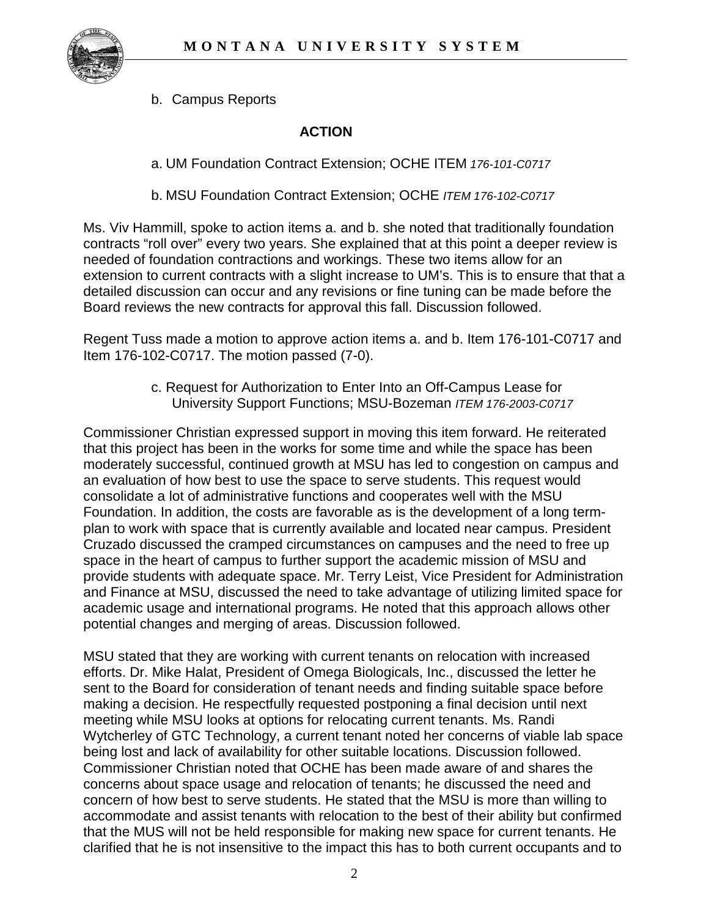b. Campus Reports

**ACTION**

a. UM Foundation Contract Extension; OCHE ITEM *176-101-C0717*

b. MSU Foundation Contract Extension; OCHE *ITEM 176-102-C0717*

Ms. Viv Hammill, spoke to action items a. and b. she noted that traditionally foundation contracts "roll over" every two years. She explained that at this point a deeper review is needed of foundation contractions and workings. These two items allow for an extension to current contracts with a slight increase to UM's. This is to ensure that that a detailed discussion can occur and any revisions or fine tuning can be made before the Board reviews the new contracts for approval this fall. Discussion followed.

Regent Tuss made a motion to approve action items a. and b. Item 176-101-C0717 and Item 176-102-C0717. The motion passed (7-0).

c. Request for Authorization to Enter Into an Off-Campus Lease for University Support Functions; MSU-Bozeman *ITEM 176-2003-C0717*

Commissioner Christian expressed support in moving this item forward. He reiterated that this project has been in the works for some time and while the space has been moderately successful, continued growth at MSU has led to congestion on campus and an evaluation of how best to use the space to serve students. This request would consolidate a lot of administrative functions and cooperates well with the MSU Foundation. In addition, the costs are favorable as is the development of a long term-plan to work with space that is currently available and located near campus. President Cruzado discussed the cramped circumstances on campuses and the need to free up space in the heart of campus to further support the academic mission of MSU and provide students with adequate space. Mr. Terry Leist, Vice President for Administration and Finance at MSU, discussed the need to take advantage of utilizing limited space for academic usage and international programs. He noted that this approach allows other potential changes and merging of areas. Discussion followed.

MSU stated that they are working with current tenants on relocation with increased efforts. Dr. Mike Halat, President of Omega Biologicals, Inc., discussed the letter he sent to the Board for consideration of tenant needs and finding suitable space before making a decision. He respectfully requested postponing a final decision until next meeting while MSU looks at options for relocating current tenants. Ms. Randi Wytcherley of GTC Technology, a current tenant noted her concerns of viable lab space being lost and lack of availability for other suitable locations. Discussion followed. Commissioner Christian noted that OCHE has been made aware of and shares the concerns about space usage and relocation of tenants; he discussed the need and concern of how best to serve students. He stated that the MSU is more than willing to accommodate and assist tenants with relocation to the best of their ability but confirmed that the MUS will not be held responsible for making new space for current tenants. He clarified that he is not insensitive to the impact this has to both current occupants and to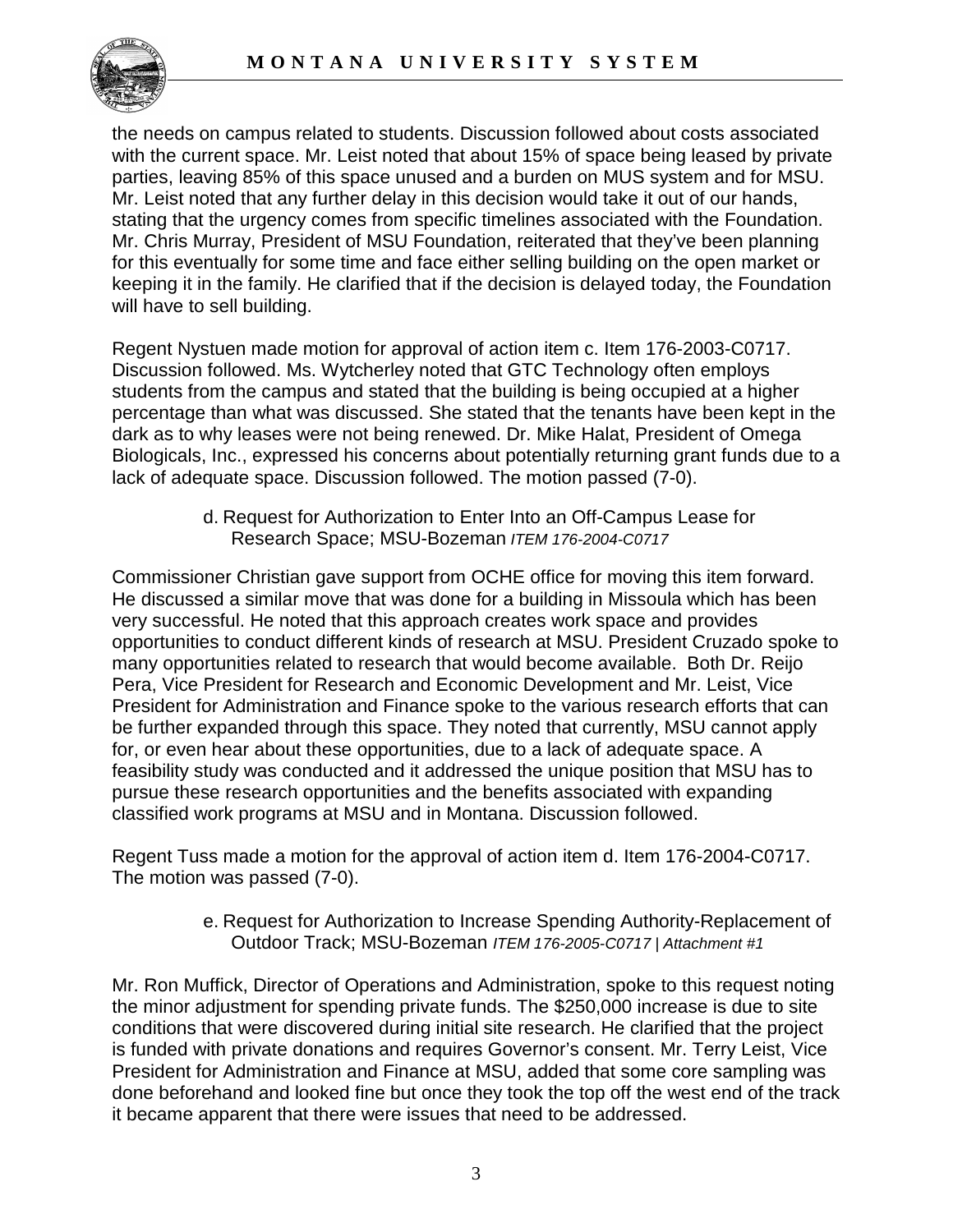the needs on campus related to students. Discussion followed about costs associated with the current space. Mr. Leist noted that about 15% of space being leased by private parties, leaving 85% of this space unused and a burden on MUS system and for MSU. Mr. Leist noted that any further delay in this decision would take it out of our hands, stating that the urgency comes from specific timelines associated with the Foundation. Mr. Chris Murray, President of MSU Foundation, reiterated that they've been planning for this eventually for some time and face either selling building on the open market or keeping it in the family. He clarified that if the decision is delayed today, the Foundation will have to sell building.

Regent Nystuen made motion for approval of action item c. Item 176-2003-C0717. Discussion followed. Ms. Wytcherley noted that GTC Technology often employs students from the campus and stated that the building is being occupied at a higher percentage than what was discussed. She stated that the tenants have been kept in the dark as to why leases were not being renewed. Dr. Mike Halat, President of Omega Biologicals, Inc., expressed his concerns about potentially returning grant funds due to a lack of adequate space. Discussion followed. The motion passed (7-0).

d. Request for Authorization to Enter Into an Off-Campus Lease for Research Space; MSU-Bozeman *ITEM 176-2004-C0717*

Commissioner Christian gave support from OCHE office for moving this item forward. He discussed a similar move that was done for a building in Missoula which has been very successful. He noted that this approach creates work space and provides opportunities to conduct different kinds of research at MSU. President Cruzado spoke to many opportunities related to research that would become available. Both Dr. Reijo Pera, Vice President for Research and Economic Development and Mr. Leist, Vice President for Administration and Finance spoke to the various research efforts that can be further expanded through this space. They noted that currently, MSU cannot apply for, or even hear about these opportunities, due to a lack of adequate space. A feasibility study was conducted and it addressed the unique position that MSU has to pursue these research opportunities and the benefits associated with expanding classified work programs at MSU and in Montana. Discussion followed.

Regent Tuss made a motion for the approval of action item d. Item 176-2004-C0717. The motion was passed (7-0).

e. Request for Authorization to Increase Spending Authority-Replacement of Outdoor Track; MSU-Bozeman *ITEM 176-2005-C0717 | Attachment #1*

Mr. Ron Muffick, Director of Operations and Administration, spoke to this request noting the minor adjustment for spending private funds. The $250,000 increase is due to site conditions that were discovered during initial site research. He clarified that the project is funded with private donations and requires Governor's consent. Mr. Terry Leist, Vice President for Administration and Finance at MSU, added that some core sampling was done beforehand and looked fine but once they took the top off the west end of the track it became apparent that there were issues that need to be addressed.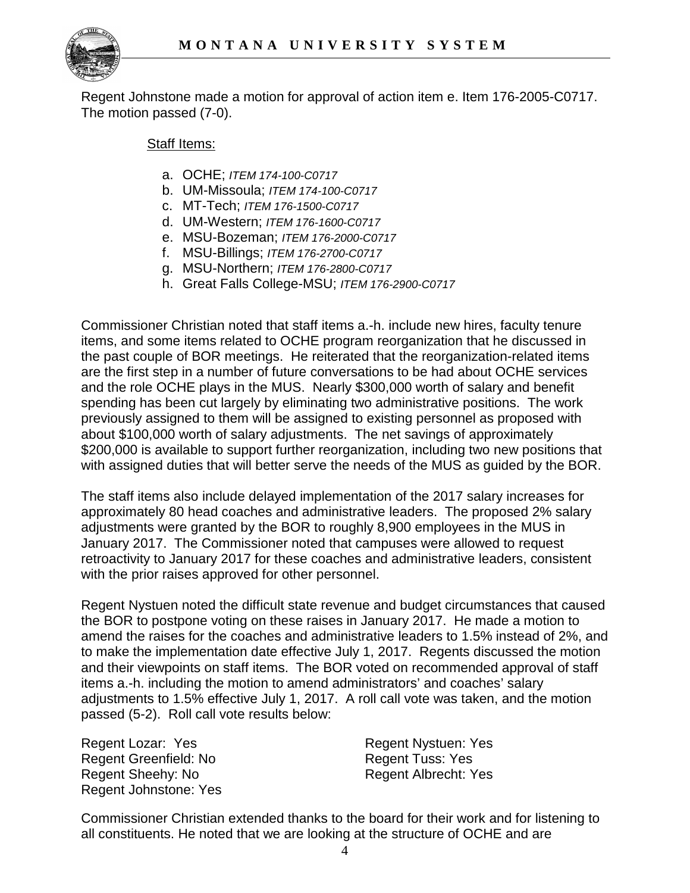Regent Johnstone made a motion for approval of action item e. Item 176-2005-C0717. The motion passed (7-0).

Staff Items:

a. OCHE; *ITEM 174-100-C0717*
b. UM-Missoula; *ITEM 174-100-C0717*
c. MT-Tech; *ITEM 176-1500-C0717*
d. UM-Western; *ITEM 176-1600-C0717*
e. MSU-Bozeman; *ITEM 176-2000-C0717*
f. MSU-Billings; *ITEM 176-2700-C0717*
g. MSU-Northern; *ITEM 176-2800-C0717*
h. Great Falls College-MSU; *ITEM 176-2900-C0717*

Commissioner Christian noted that staff items a.-h. include new hires, faculty tenure items, and some items related to OCHE program reorganization that he discussed in the past couple of BOR meetings. He reiterated that the reorganization-related items are the first step in a number of future conversations to be had about OCHE services and the role OCHE plays in the MUS. Nearly $300,000 worth of salary and benefit spending has been cut largely by eliminating two administrative positions. The work previously assigned to them will be assigned to existing personnel as proposed with about $100,000 worth of salary adjustments. The net savings of approximately $200,000 is available to support further reorganization, including two new positions that with assigned duties that will better serve the needs of the MUS as guided by the BOR.

The staff items also include delayed implementation of the 2017 salary increases for approximately 80 head coaches and administrative leaders. The proposed 2% salary adjustments were granted by the BOR to roughly 8,900 employees in the MUS in January 2017. The Commissioner noted that campuses were allowed to request retroactivity to January 2017 for these coaches and administrative leaders, consistent with the prior raises approved for other personnel.

Regent Nystuen noted the difficult state revenue and budget circumstances that caused the BOR to postpone voting on these raises in January 2017. He made a motion to amend the raises for the coaches and administrative leaders to 1.5% instead of 2%, and to make the implementation date effective July 1, 2017. Regents discussed the motion and their viewpoints on staff items. The BOR voted on recommended approval of staff items a.-h. including the motion to amend administrators' and coaches' salary adjustments to 1.5% effective July 1, 2017. A roll call vote was taken, and the motion passed (5-2). Roll call vote results below:

Regent Lozar: Yes
Regent Greenfield: No
Regent Sheehy: No
Regent Johnstone: Yes
Regent Nystuen: Yes
Regent Tuss: Yes
Regent Albrecht: Yes

Commissioner Christian extended thanks to the board for their work and for listening to all constituents. He noted that we are looking at the structure of OCHE and are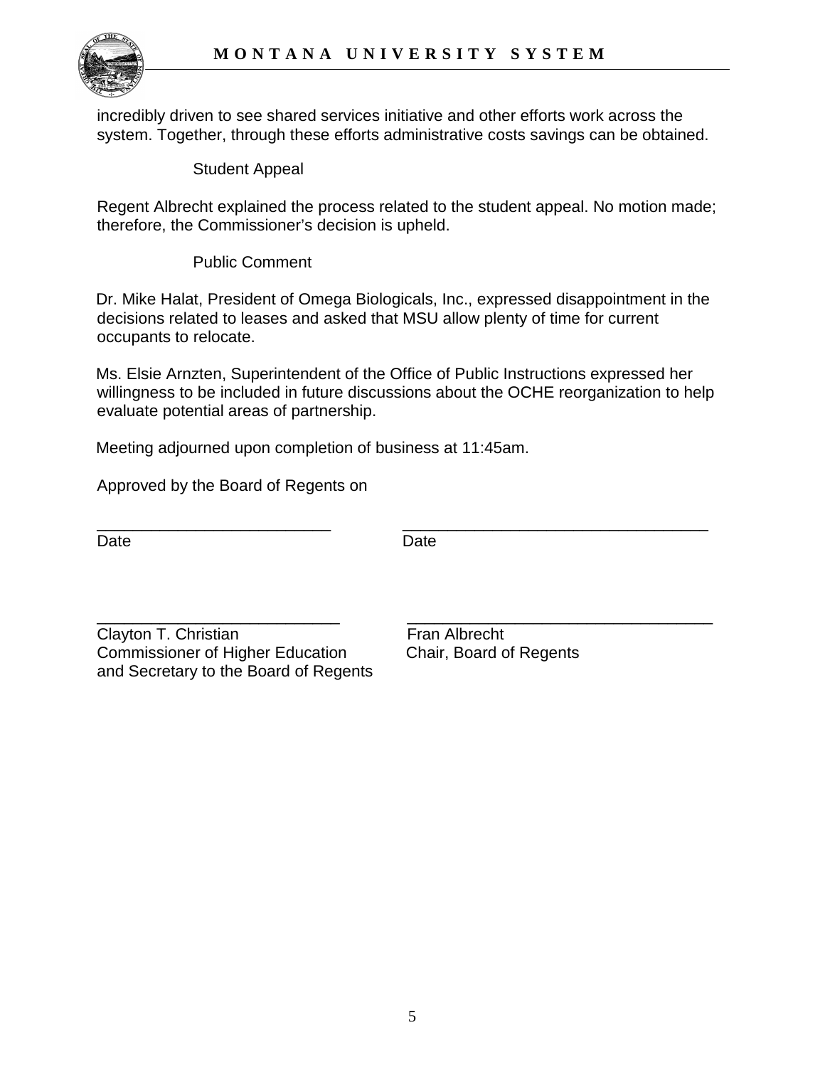incredibly driven to see shared services initiative and other efforts work across the system. Together, through these efforts administrative costs savings can be obtained.

Student Appeal

Regent Albrecht explained the process related to the student appeal. No motion made; therefore, the Commissioner's decision is upheld.

Public Comment

Dr. Mike Halat, President of Omega Biologicals, Inc., expressed disappointment in the decisions related to leases and asked that MSU allow plenty of time for current occupants to relocate.

Ms. Elsie Arnzten, Superintendent of the Office of Public Instructions expressed her willingness to be included in future discussions about the OCHE reorganization to help evaluate potential areas of partnership.

Meeting adjourned upon completion of business at 11:45am.

Approved by the Board of Regents on

| | |
|---|---|
| ___________________________ | ___________________________ |
| Date | Date |
| ___________________________ | ___________________________ |
| Clayton T. Christian<br>Commissioner of Higher Education<br>and Secretary to the Board of Regents | Fran Albrecht<br>Chair, Board of Regents |